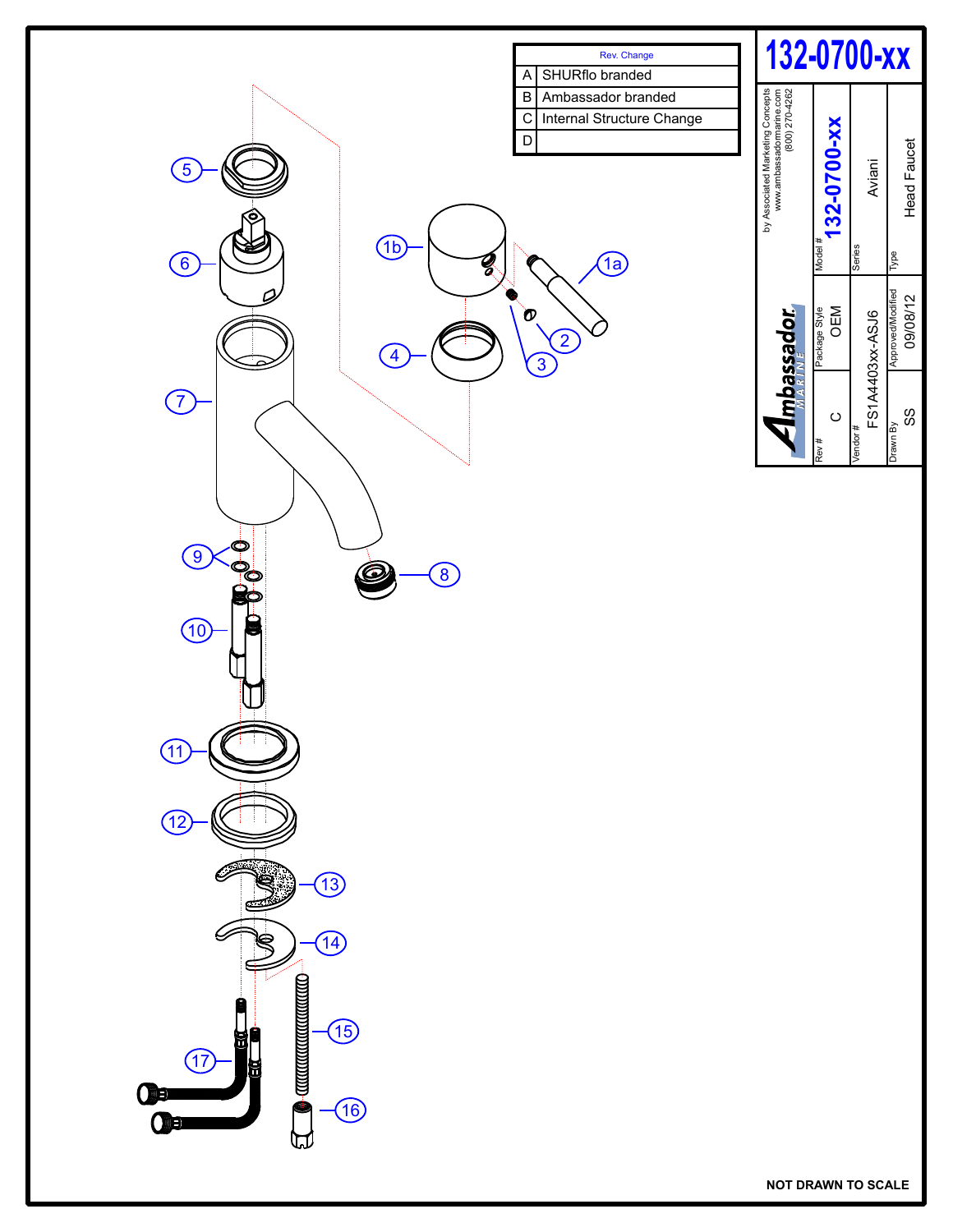# 132-0700-xx

| Rev. | Change |
|---|---|
| A | SHURflo branded |
| B | Ambassador branded |
| C | Internal Structure Change |
| D | |

by Associated Marketing Concepts
www.ambassadormarine.com
(800) 270-4262

Ambassador MARINE

| Model # | 132-0700-xx |
|---|---|
| Series | Aviani |
| Type | Head Faucet |
| Rev # | C |
| Package Style | OEM |
| Vendor # | FS1A4403xx-ASJ6 |
| Drawn By | SS |
| Approved/Modified | 09/08/12 |

1a, 1b, 2, 3, 4, 5, 6, 7, 8, 9, 10, 11, 12, 13, 14, 15, 16, 17

NOT DRAWN TO SCALE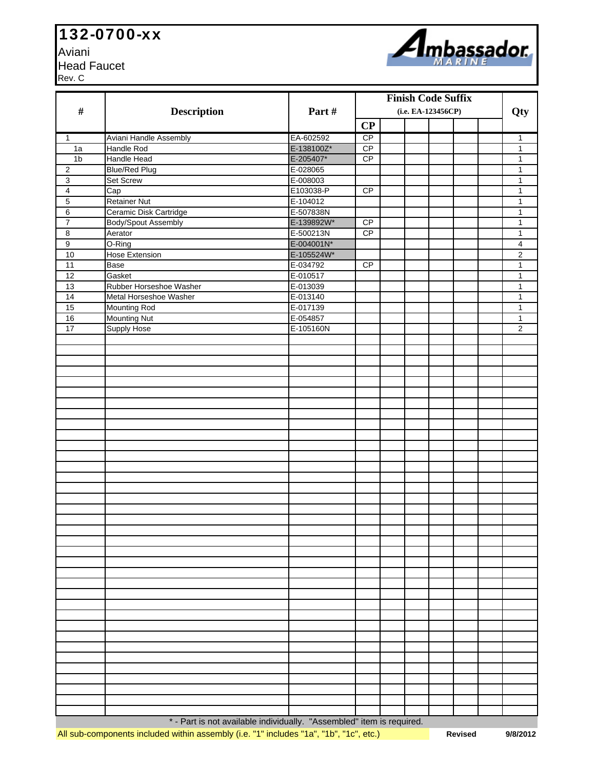# 132-0700-xx

Aviani

Head Faucet

Rev. C

Ambassador MARINE

| # | Description | Part # | Finish Code Suffix (i.e. EA-123456CP) | | | | | | Qty |
|---|---|---|---|---|---|---|---|---|---|
| | | | CP | | | | | | |
| 1 | Aviani Handle Assembly | EA-602592 | CP | | | | | | 1 |
| 1a | Handle Rod | E-138100Z* | CP | | | | | | 1 |
| 1b | Handle Head | E-205407* | CP | | | | | | 1 |
| 2 | Blue/Red Plug | E-028065 | | | | | | | 1 |
| 3 | Set Screw | E-008003 | | | | | | | 1 |
| 4 | Cap | E103038-P | CP | | | | | | 1 |
| 5 | Retainer Nut | E-104012 | | | | | | | 1 |
| 6 | Ceramic Disk Cartridge | E-507838N | | | | | | | 1 |
| 7 | Body/Spout Assembly | E-139892W* | CP | | | | | | 1 |
| 8 | Aerator | E-500213N | CP | | | | | | 1 |
| 9 | O-Ring | E-004001N* | | | | | | | 4 |
| 10 | Hose Extension | E-105524W* | | | | | | | 2 |
| 11 | Base | E-034792 | CP | | | | | | 1 |
| 12 | Gasket | E-010517 | | | | | | | 1 |
| 13 | Rubber Horseshoe Washer | E-013039 | | | | | | | 1 |
| 14 | Metal Horseshoe Washer | E-013140 | | | | | | | 1 |
| 15 | Mounting Rod | E-017139 | | | | | | | 1 |
| 16 | Mounting Nut | E-054857 | | | | | | | 1 |
| 17 | Supply Hose | E-105160N | | | | | | | 2 |

* - Part is not available individually. "Assembled" item is required.

All sub-components included within assembly (i.e. "1" includes "1a", "1b", "1c", etc.)

Revised 9/8/2012